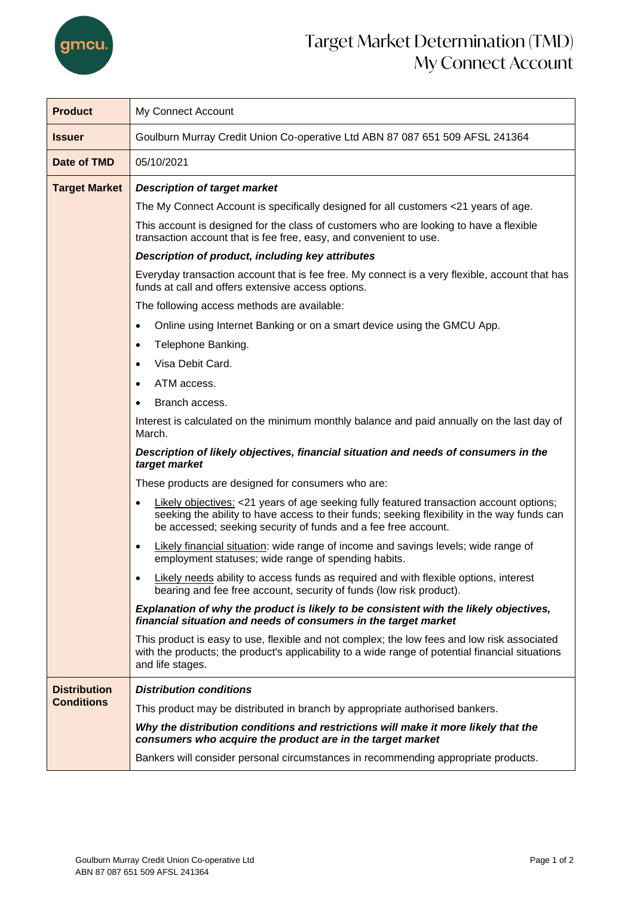# Target Market Determination (TMD) My Connect Account

| **Product** | My Connect Account |
|---|---|
| **Issuer** | Goulburn Murray Credit Union Co-operative Ltd ABN 87 087 651 509 AFSL 241364 |
| **Date of TMD** | 05/10/2021 |
| **Target Market** | ***Description of target market*** <br><br> The My Connect Account is specifically designed for all customers <21 years of age. <br><br> This account is designed for the class of customers who are looking to have a flexible transaction account that is fee free, easy, and convenient to use. <br><br> ***Description of product, including key attributes*** <br><br> Everyday transaction account that is fee free. My connect is a very flexible, account that has funds at call and offers extensive access options. <br><br> The following access methods are available: <br><br> • Online using Internet Banking or on a smart device using the GMCU App. <br> • Telephone Banking. <br> • Visa Debit Card. <br> • ATM access. <br> • Branch access. <br><br> Interest is calculated on the minimum monthly balance and paid annually on the last day of March. <br><br> ***Description of likely objectives, financial situation and needs of consumers in the target market*** <br><br> These products are designed for consumers who are: <br><br> • Likely objectives: <21 years of age seeking fully featured transaction account options; seeking the ability to have access to their funds; seeking flexibility in the way funds can be accessed; seeking security of funds and a fee free account. <br> • Likely financial situation: wide range of income and savings levels; wide range of employment statuses; wide range of spending habits. <br> • Likely needs ability to access funds as required and with flexible options, interest bearing and fee free account, security of funds (low risk product). <br><br> ***Explanation of why the product is likely to be consistent with the likely objectives, financial situation and needs of consumers in the target market*** <br><br> This product is easy to use, flexible and not complex; the low fees and low risk associated with the products; the product's applicability to a wide range of potential financial situations and life stages. |
| **Distribution Conditions** | ***Distribution conditions*** <br><br> This product may be distributed in branch by appropriate authorised bankers. <br><br> ***Why the distribution conditions and restrictions will make it more likely that the consumers who acquire the product are in the target market*** <br><br> Bankers will consider personal circumstances in recommending appropriate products. |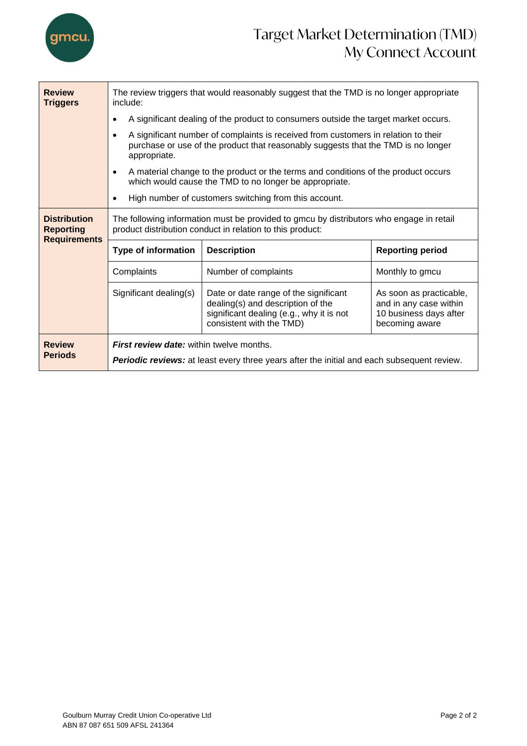| | | | |
|---|---|---|---|
| **Review Triggers** | The review triggers that would reasonably suggest that the TMD is no longer appropriate include:<br>• A significant dealing of the product to consumers outside the target market occurs.<br>• A significant number of complaints is received from customers in relation to their purchase or use of the product that reasonably suggests that the TMD is no longer appropriate.<br>• A material change to the product or the terms and conditions of the product occurs which would cause the TMD to no longer be appropriate.<br>• High number of customers switching from this account. | | |
| **Distribution Reporting Requirements** | The following information must be provided to gmcu by distributors who engage in retail product distribution conduct in relation to this product: | | |
| | **Type of information** | **Description** | **Reporting period** |
| | Complaints | Number of complaints | Monthly to gmcu |
| | Significant dealing(s) | Date or date range of the significant dealing(s) and description of the significant dealing (e.g., why it is not consistent with the TMD) | As soon as practicable, and in any case within 10 business days after becoming aware |
| **Review Periods** | ***First review date:*** within twelve months.<br>***Periodic reviews:*** at least every three years after the initial and each subsequent review. | | |

Goulburn Murray Credit Union Co-operative Ltd
ABN 87 087 651 509 AFSL 241364